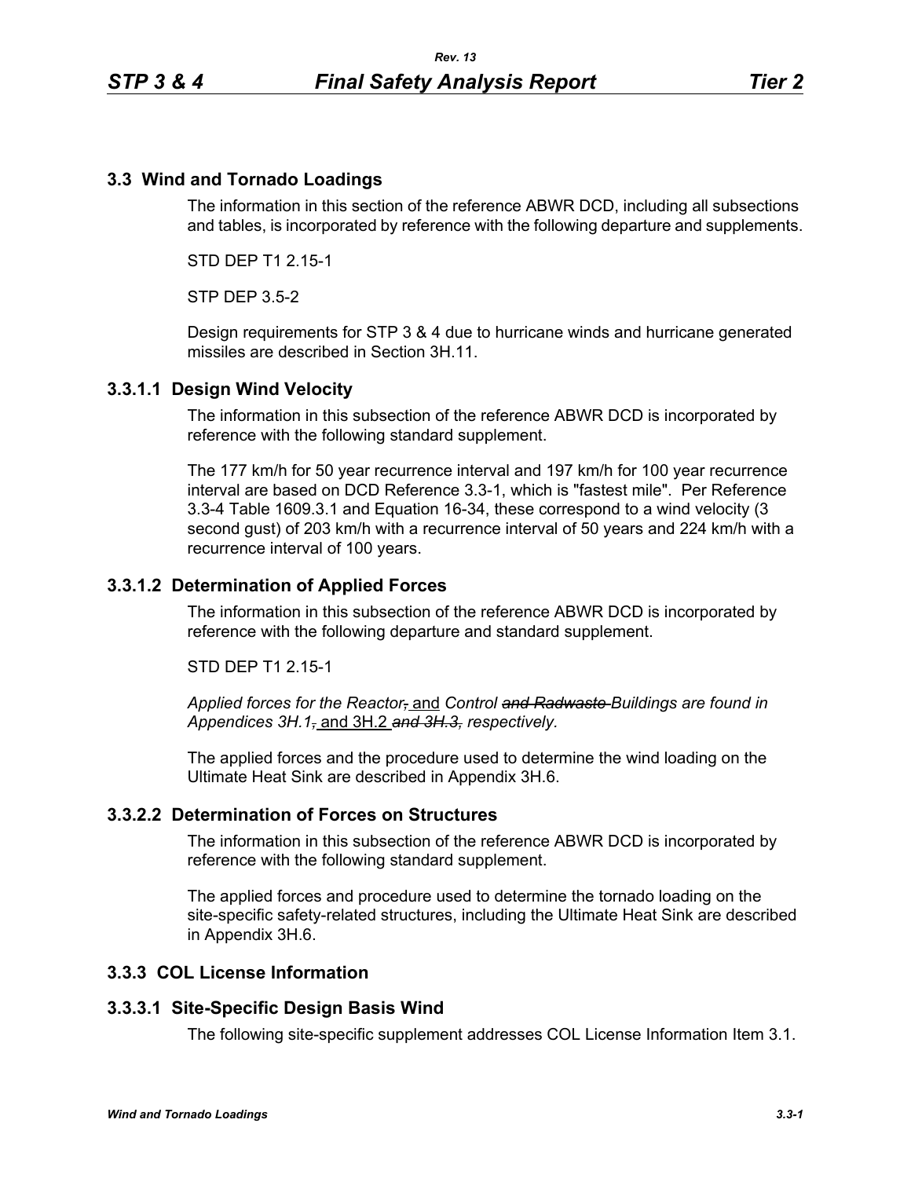## 3.3 Wind and Tornado Loadings

The information in this section of the reference ABWR DCD, including all subsections and tables, is incorporated by reference with the following departure and supplements.

STD DEP T1 2.15-1

STP DEP 3.5-2

Design requirements for STP 3 & 4 due to hurricane winds and hurricane generated missiles are described in Section 3H.11.

### 3.3.1.1 Design Wind Velocity

The information in this subsection of the reference ABWR DCD is incorporated by reference with the following standard supplement.

The 177 km/h for 50 year recurrence interval and 197 km/h for 100 year recurrence interval are based on DCD Reference 3.3-1, which is "fastest mile". Per Reference 3.3-4 Table 1609.3.1 and Equation 16-34, these correspond to a wind velocity (3 second gust) of 203 km/h with a recurrence interval of 50 years and 224 km/h with a recurrence interval of 100 years.

### 3.3.1.2 Determination of Applied Forces

The information in this subsection of the reference ABWR DCD is incorporated by reference with the following departure and standard supplement.

STD DEP T1 2.15-1

*Applied forces for the Reactor~~,~~* and *Control ~~and Radwaste~~ Buildings are found in Appendices 3H.1~~,~~* and 3H.2 ~~*and 3H.3,*~~ *respectively.*

The applied forces and the procedure used to determine the wind loading on the Ultimate Heat Sink are described in Appendix 3H.6.

### 3.3.2.2 Determination of Forces on Structures

The information in this subsection of the reference ABWR DCD is incorporated by reference with the following standard supplement.

The applied forces and procedure used to determine the tornado loading on the site-specific safety-related structures, including the Ultimate Heat Sink are described in Appendix 3H.6.

## 3.3.3 COL License Information

### 3.3.3.1 Site-Specific Design Basis Wind

The following site-specific supplement addresses COL License Information Item 3.1.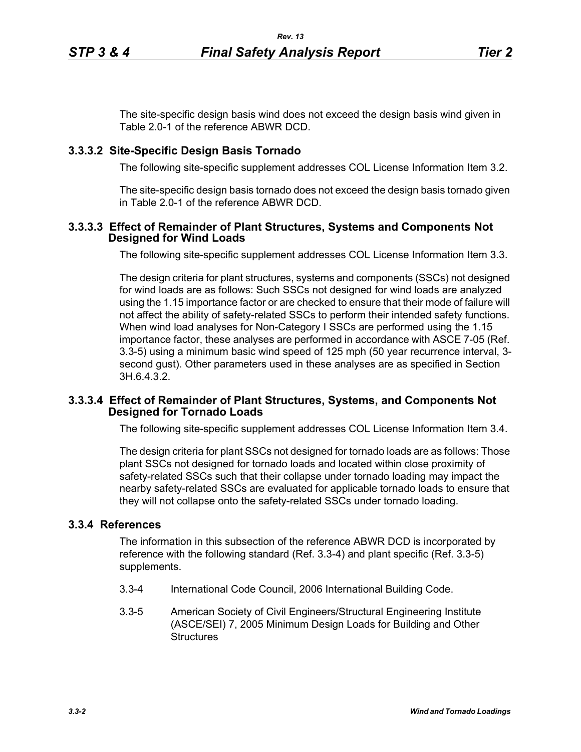The site-specific design basis wind does not exceed the design basis wind given in Table 2.0-1 of the reference ABWR DCD.

### 3.3.3.2 Site-Specific Design Basis Tornado

The following site-specific supplement addresses COL License Information Item 3.2.

The site-specific design basis tornado does not exceed the design basis tornado given in Table 2.0-1 of the reference ABWR DCD.

### 3.3.3.3 Effect of Remainder of Plant Structures, Systems and Components Not Designed for Wind Loads

The following site-specific supplement addresses COL License Information Item 3.3.

The design criteria for plant structures, systems and components (SSCs) not designed for wind loads are as follows: Such SSCs not designed for wind loads are analyzed using the 1.15 importance factor or are checked to ensure that their mode of failure will not affect the ability of safety-related SSCs to perform their intended safety functions. When wind load analyses for Non-Category I SSCs are performed using the 1.15 importance factor, these analyses are performed in accordance with ASCE 7-05 (Ref. 3.3-5) using a minimum basic wind speed of 125 mph (50 year recurrence interval, 3-second gust). Other parameters used in these analyses are as specified in Section 3H.6.4.3.2.

### 3.3.3.4 Effect of Remainder of Plant Structures, Systems, and Components Not Designed for Tornado Loads

The following site-specific supplement addresses COL License Information Item 3.4.

The design criteria for plant SSCs not designed for tornado loads are as follows: Those plant SSCs not designed for tornado loads and located within close proximity of safety-related SSCs such that their collapse under tornado loading may impact the nearby safety-related SSCs are evaluated for applicable tornado loads to ensure that they will not collapse onto the safety-related SSCs under tornado loading.

## 3.3.4 References

The information in this subsection of the reference ABWR DCD is incorporated by reference with the following standard (Ref. 3.3-4) and plant specific (Ref. 3.3-5) supplements.

3.3-4 International Code Council, 2006 International Building Code.

3.3-5 American Society of Civil Engineers/Structural Engineering Institute (ASCE/SEI) 7, 2005 Minimum Design Loads for Building and Other Structures